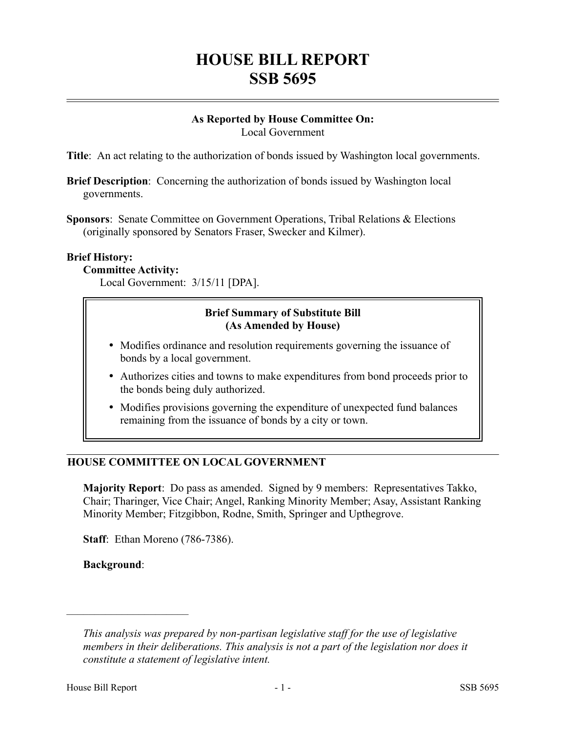# HOUSE BILL REPORT
# SSB 5695

**As Reported by House Committee On:**
Local Government

**Title**: An act relating to the authorization of bonds issued by Washington local governments.

**Brief Description**: Concerning the authorization of bonds issued by Washington local governments.

**Sponsors**: Senate Committee on Government Operations, Tribal Relations & Elections (originally sponsored by Senators Fraser, Swecker and Kilmer).

**Brief History:**

**Committee Activity:**

Local Government: 3/15/11 [DPA].

**Brief Summary of Substitute Bill**
**(As Amended by House)**

- Modifies ordinance and resolution requirements governing the issuance of bonds by a local government.
- Authorizes cities and towns to make expenditures from bond proceeds prior to the bonds being duly authorized.
- Modifies provisions governing the expenditure of unexpected fund balances remaining from the issuance of bonds by a city or town.

## HOUSE COMMITTEE ON LOCAL GOVERNMENT

**Majority Report**: Do pass as amended. Signed by 9 members: Representatives Takko, Chair; Tharinger, Vice Chair; Angel, Ranking Minority Member; Asay, Assistant Ranking Minority Member; Fitzgibbon, Rodne, Smith, Springer and Upthegrove.

**Staff**: Ethan Moreno (786-7386).

**Background**:

---

*This analysis was prepared by non-partisan legislative staff for the use of legislative members in their deliberations. This analysis is not a part of the legislation nor does it constitute a statement of legislative intent.*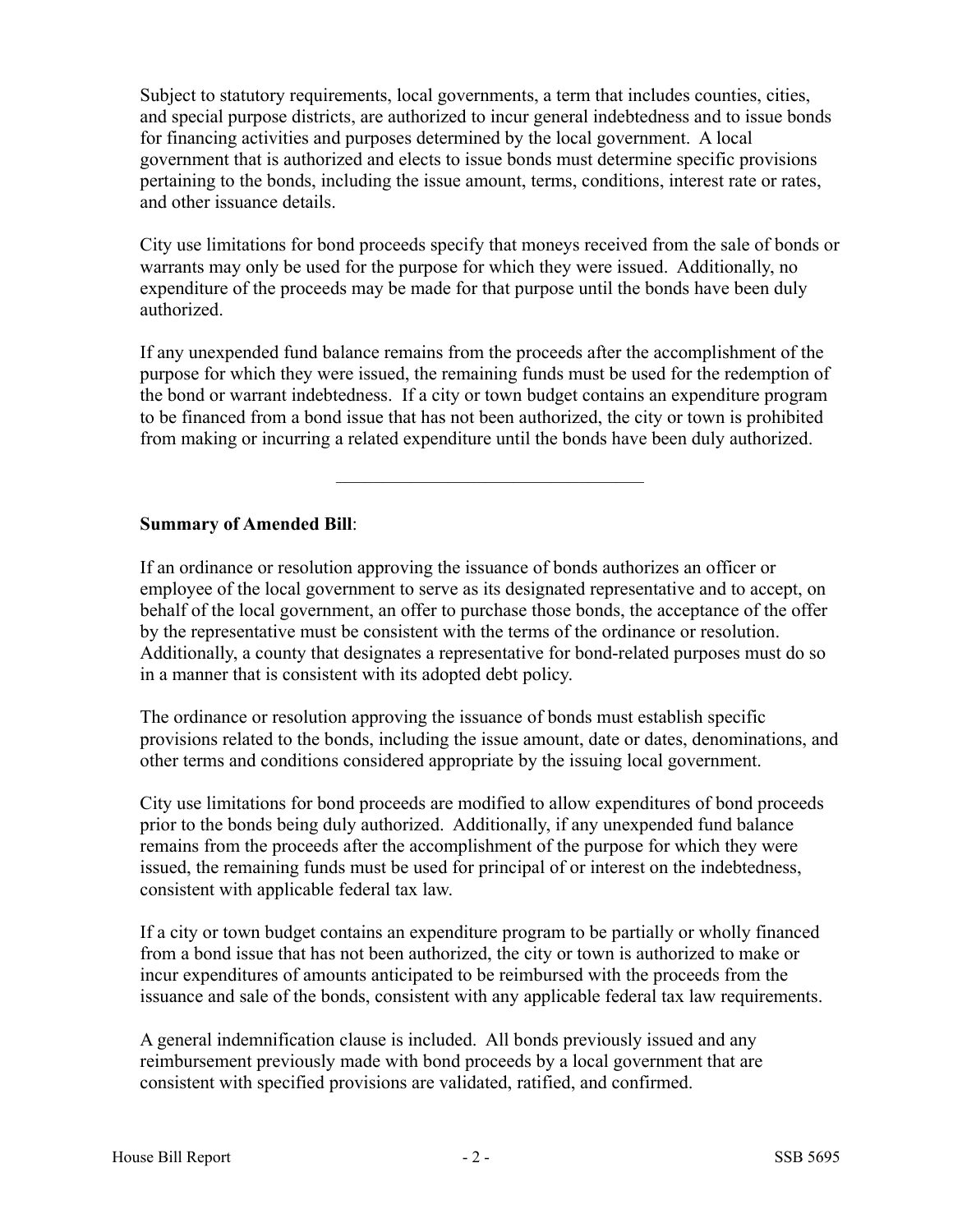Subject to statutory requirements, local governments, a term that includes counties, cities, and special purpose districts, are authorized to incur general indebtedness and to issue bonds for financing activities and purposes determined by the local government. A local government that is authorized and elects to issue bonds must determine specific provisions pertaining to the bonds, including the issue amount, terms, conditions, interest rate or rates, and other issuance details.

City use limitations for bond proceeds specify that moneys received from the sale of bonds or warrants may only be used for the purpose for which they were issued. Additionally, no expenditure of the proceeds may be made for that purpose until the bonds have been duly authorized.

If any unexpended fund balance remains from the proceeds after the accomplishment of the purpose for which they were issued, the remaining funds must be used for the redemption of the bond or warrant indebtedness. If a city or town budget contains an expenditure program to be financed from a bond issue that has not been authorized, the city or town is prohibited from making or incurring a related expenditure until the bonds have been duly authorized.

---

**Summary of Amended Bill**:

If an ordinance or resolution approving the issuance of bonds authorizes an officer or employee of the local government to serve as its designated representative and to accept, on behalf of the local government, an offer to purchase those bonds, the acceptance of the offer by the representative must be consistent with the terms of the ordinance or resolution. Additionally, a county that designates a representative for bond-related purposes must do so in a manner that is consistent with its adopted debt policy.

The ordinance or resolution approving the issuance of bonds must establish specific provisions related to the bonds, including the issue amount, date or dates, denominations, and other terms and conditions considered appropriate by the issuing local government.

City use limitations for bond proceeds are modified to allow expenditures of bond proceeds prior to the bonds being duly authorized. Additionally, if any unexpended fund balance remains from the proceeds after the accomplishment of the purpose for which they were issued, the remaining funds must be used for principal of or interest on the indebtedness, consistent with applicable federal tax law.

If a city or town budget contains an expenditure program to be partially or wholly financed from a bond issue that has not been authorized, the city or town is authorized to make or incur expenditures of amounts anticipated to be reimbursed with the proceeds from the issuance and sale of the bonds, consistent with any applicable federal tax law requirements.

A general indemnification clause is included. All bonds previously issued and any reimbursement previously made with bond proceeds by a local government that are consistent with specified provisions are validated, ratified, and confirmed.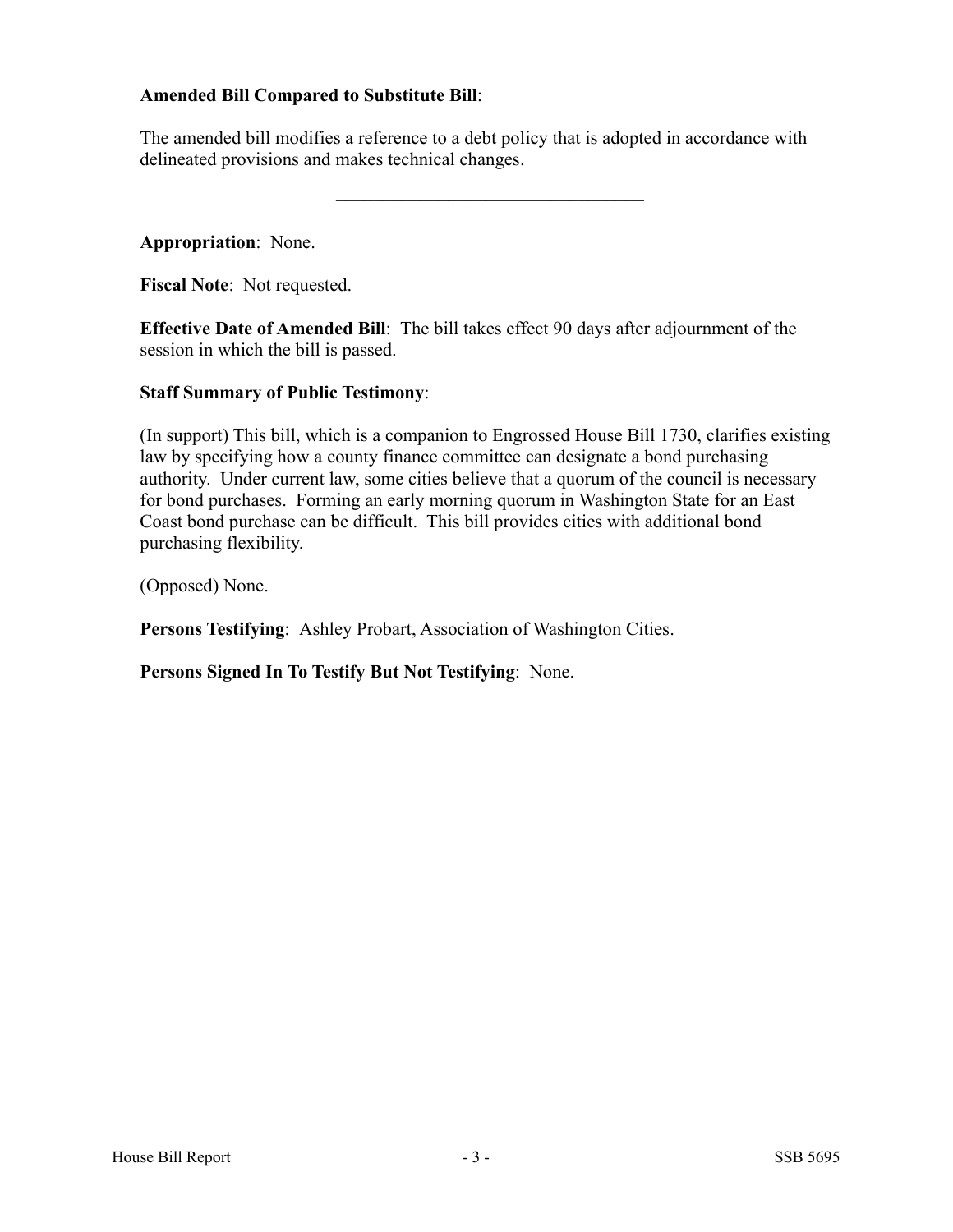**Amended Bill Compared to Substitute Bill**:

The amended bill modifies a reference to a debt policy that is adopted in accordance with delineated provisions and makes technical changes.

---

**Appropriation**: None.

**Fiscal Note**: Not requested.

**Effective Date of Amended Bill**: The bill takes effect 90 days after adjournment of the session in which the bill is passed.

**Staff Summary of Public Testimony**:

(In support) This bill, which is a companion to Engrossed House Bill 1730, clarifies existing law by specifying how a county finance committee can designate a bond purchasing authority. Under current law, some cities believe that a quorum of the council is necessary for bond purchases. Forming an early morning quorum in Washington State for an East Coast bond purchase can be difficult. This bill provides cities with additional bond purchasing flexibility.

(Opposed) None.

**Persons Testifying**: Ashley Probart, Association of Washington Cities.

**Persons Signed In To Testify But Not Testifying**: None.